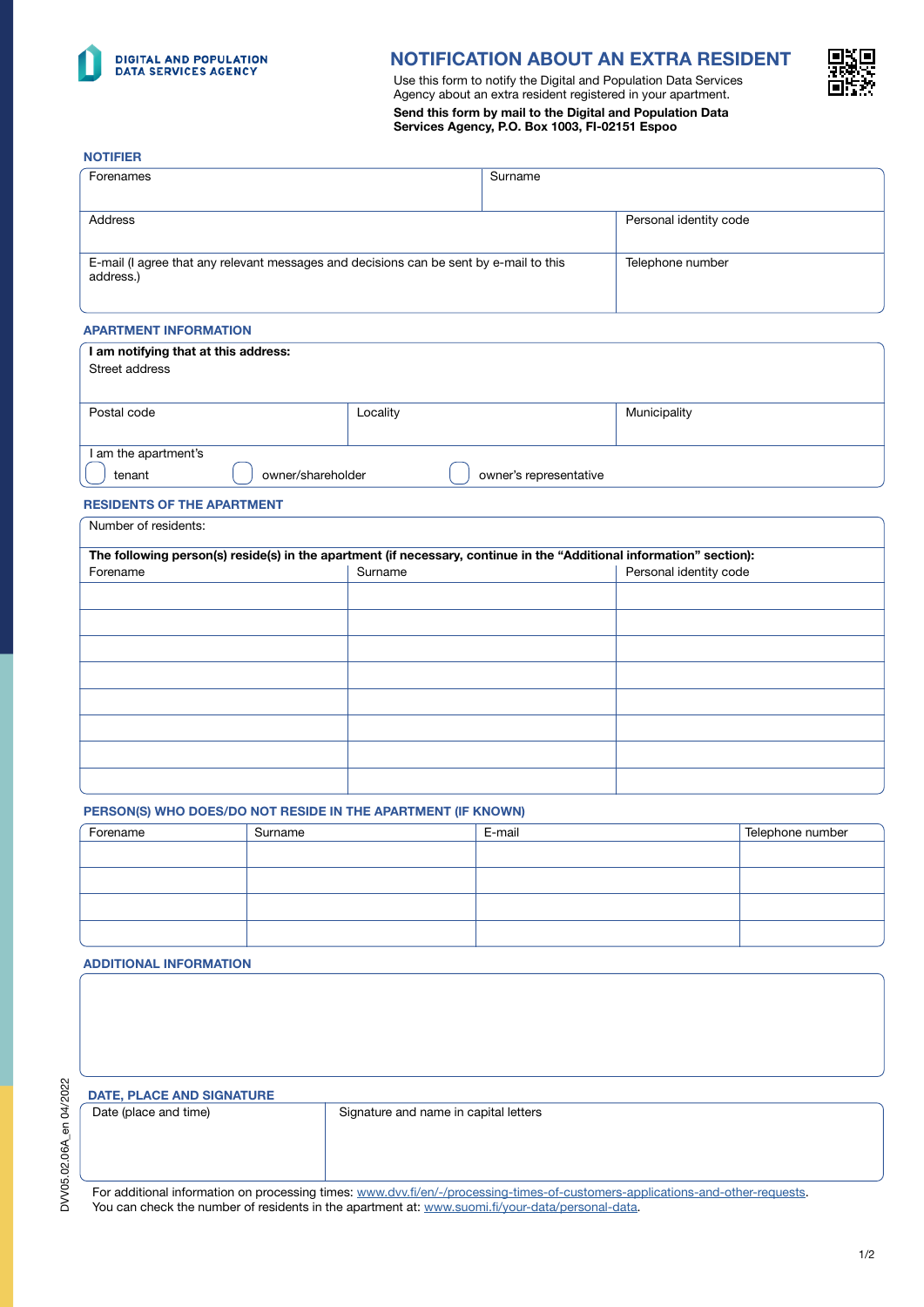DIGITAL AND POPULATION DATA SERVICES AGENCY

# NOTIFICATION ABOUT AN EXTRA RESIDENT

Use this form to notify the Digital and Population Data Services Agency about an extra resident registered in your apartment.

**Send this form by mail to the Digital and Population Data Services Agency, P.O. Box 1003, FI-02151 Espoo**

## NOTIFIER

| Forenames | Surname |
|---|---|
| | |

| Address | Personal identity code |
|---|---|
| | |

| E-mail (I agree that any relevant messages and decisions can be sent by e-mail to this address.) | Telephone number |
|---|---|
| | |

## APARTMENT INFORMATION

**I am notifying that at this address:**

Street address

| Postal code | Locality | Municipality |
|---|---|---|
| | | |

I am the apartment's

☐ tenant ☐ owner/shareholder ☐ owner's representative

## RESIDENTS OF THE APARTMENT

Number of residents:

**The following person(s) reside(s) in the apartment (if necessary, continue in the "Additional information" section):**

| Forename | Surname | Personal identity code |
|---|---|---|
| | | |
| | | |
| | | |
| | | |
| | | |
| | | |
| | | |
| | | |

## PERSON(S) WHO DOES/DO NOT RESIDE IN THE APARTMENT (IF KNOWN)

| Forename | Surname | E-mail | Telephone number |
|---|---|---|---|
| | | | |
| | | | |
| | | | |
| | | | |

## ADDITIONAL INFORMATION

## DATE, PLACE AND SIGNATURE

| Date (place and time) | Signature and name in capital letters |
|---|---|
| | |

For additional information on processing times: www.dvv.fi/en/-/processing-times-of-customers-applications-and-other-requests.
You can check the number of residents in the apartment at: www.suomi.fi/your-data/personal-data.

DVV05.02.06A_en 04/2022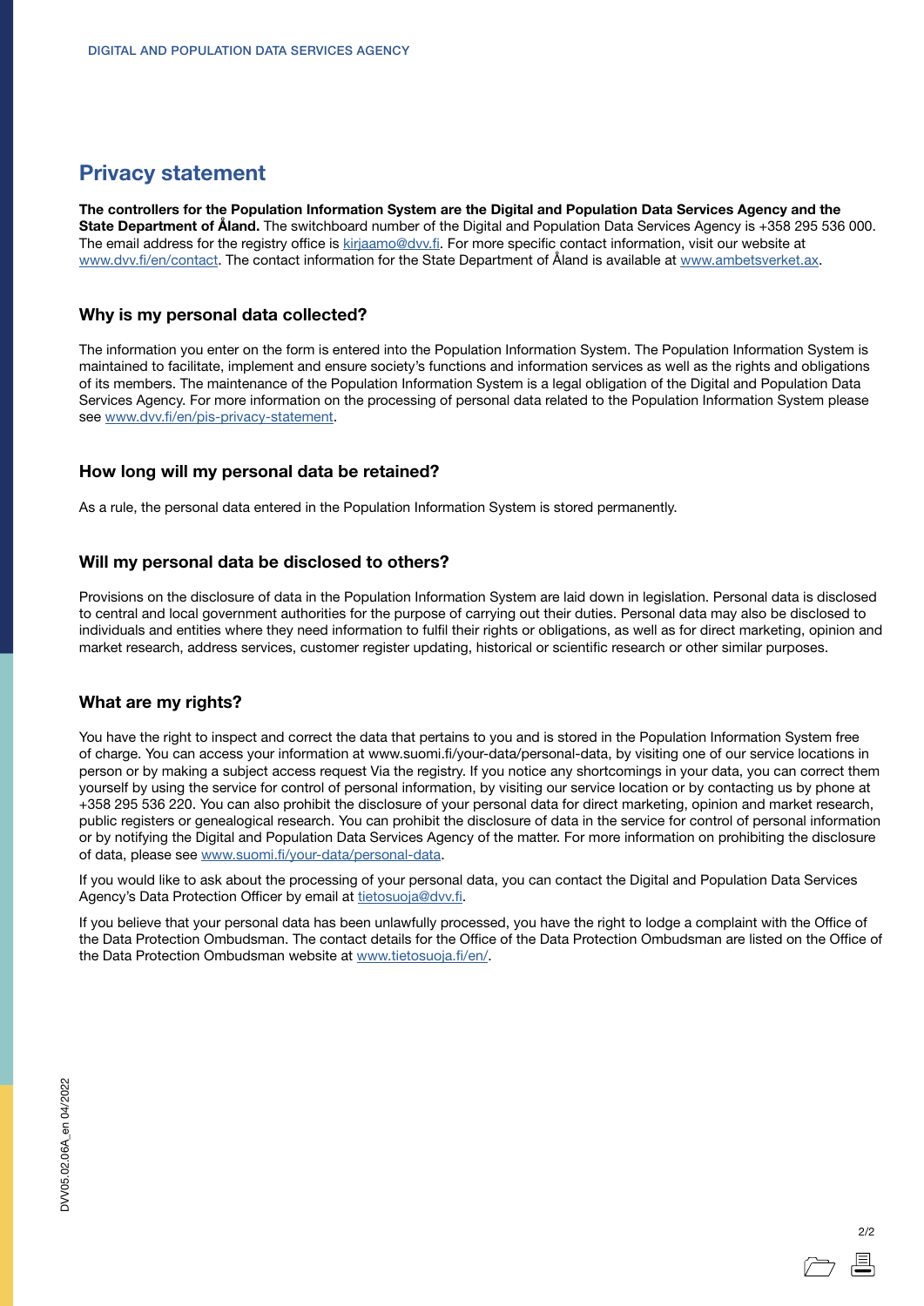## Privacy statement

**The controllers for the Population Information System are the Digital and Population Data Services Agency and the State Department of Åland.** The switchboard number of the Digital and Population Data Services Agency is +358 295 536 000. The email address for the registry office is kirjaamo@dvv.fi. For more specific contact information, visit our website at www.dvv.fi/en/contact. The contact information for the State Department of Åland is available at www.ambetsverket.ax.

### Why is my personal data collected?

The information you enter on the form is entered into the Population Information System. The Population Information System is maintained to facilitate, implement and ensure society's functions and information services as well as the rights and obligations of its members. The maintenance of the Population Information System is a legal obligation of the Digital and Population Data Services Agency. For more information on the processing of personal data related to the Population Information System please see www.dvv.fi/en/pis-privacy-statement.

### How long will my personal data be retained?

As a rule, the personal data entered in the Population Information System is stored permanently.

### Will my personal data be disclosed to others?

Provisions on the disclosure of data in the Population Information System are laid down in legislation. Personal data is disclosed to central and local government authorities for the purpose of carrying out their duties. Personal data may also be disclosed to individuals and entities where they need information to fulfil their rights or obligations, as well as for direct marketing, opinion and market research, address services, customer register updating, historical or scientific research or other similar purposes.

### What are my rights?

You have the right to inspect and correct the data that pertains to you and is stored in the Population Information System free of charge. You can access your information at www.suomi.fi/your-data/personal-data, by visiting one of our service locations in person or by making a subject access request Via the registry. If you notice any shortcomings in your data, you can correct them yourself by using the service for control of personal information, by visiting our service location or by contacting us by phone at +358 295 536 220. You can also prohibit the disclosure of your personal data for direct marketing, opinion and market research, public registers or genealogical research. You can prohibit the disclosure of data in the service for control of personal information or by notifying the Digital and Population Data Services Agency of the matter. For more information on prohibiting the disclosure of data, please see www.suomi.fi/your-data/personal-data.

If you would like to ask about the processing of your personal data, you can contact the Digital and Population Data Services Agency's Data Protection Officer by email at tietosuoja@dvv.fi.

If you believe that your personal data has been unlawfully processed, you have the right to lodge a complaint with the Office of the Data Protection Ombudsman. The contact details for the Office of the Data Protection Ombudsman are listed on the Office of the Data Protection Ombudsman website at www.tietosuoja.fi/en/.

DVV05.02.06A_en 04/2022